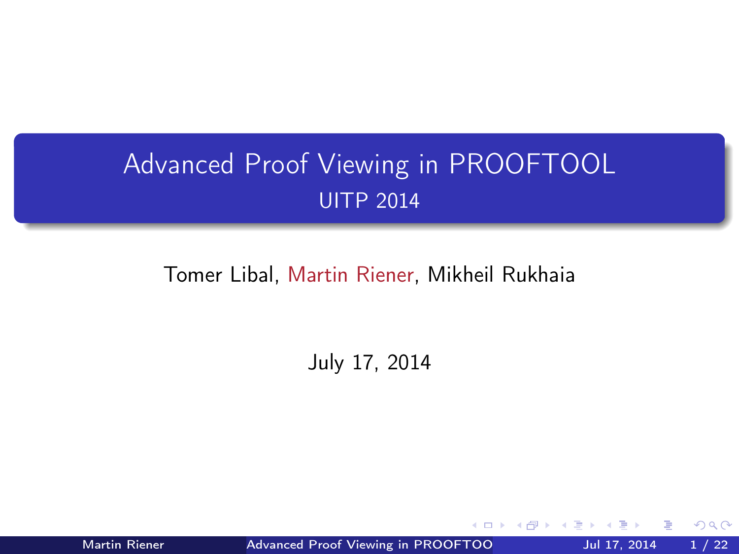# Advanced Proof Viewing in PROOFTOOL

## UITP 2014

Tomer Libal, Martin Riener, Mikheil Rukhaia

July 17, 2014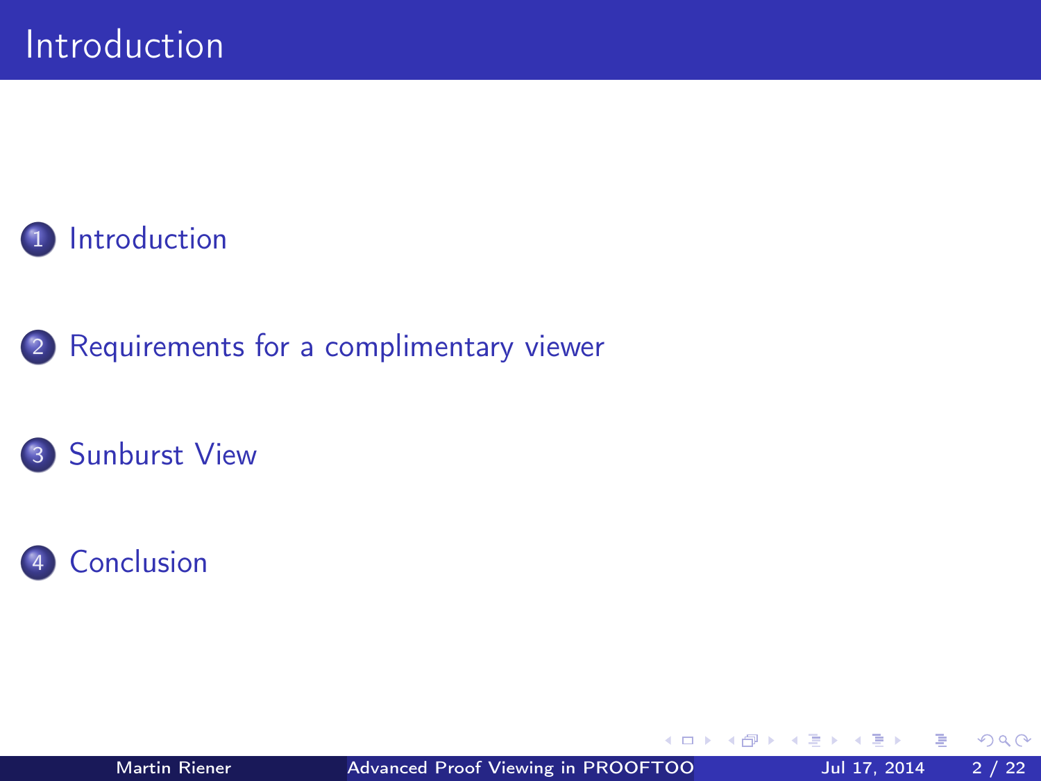# Introduction

1. Introduction

2. Requirements for a complimentary viewer

3. Sunburst View

4. Conclusion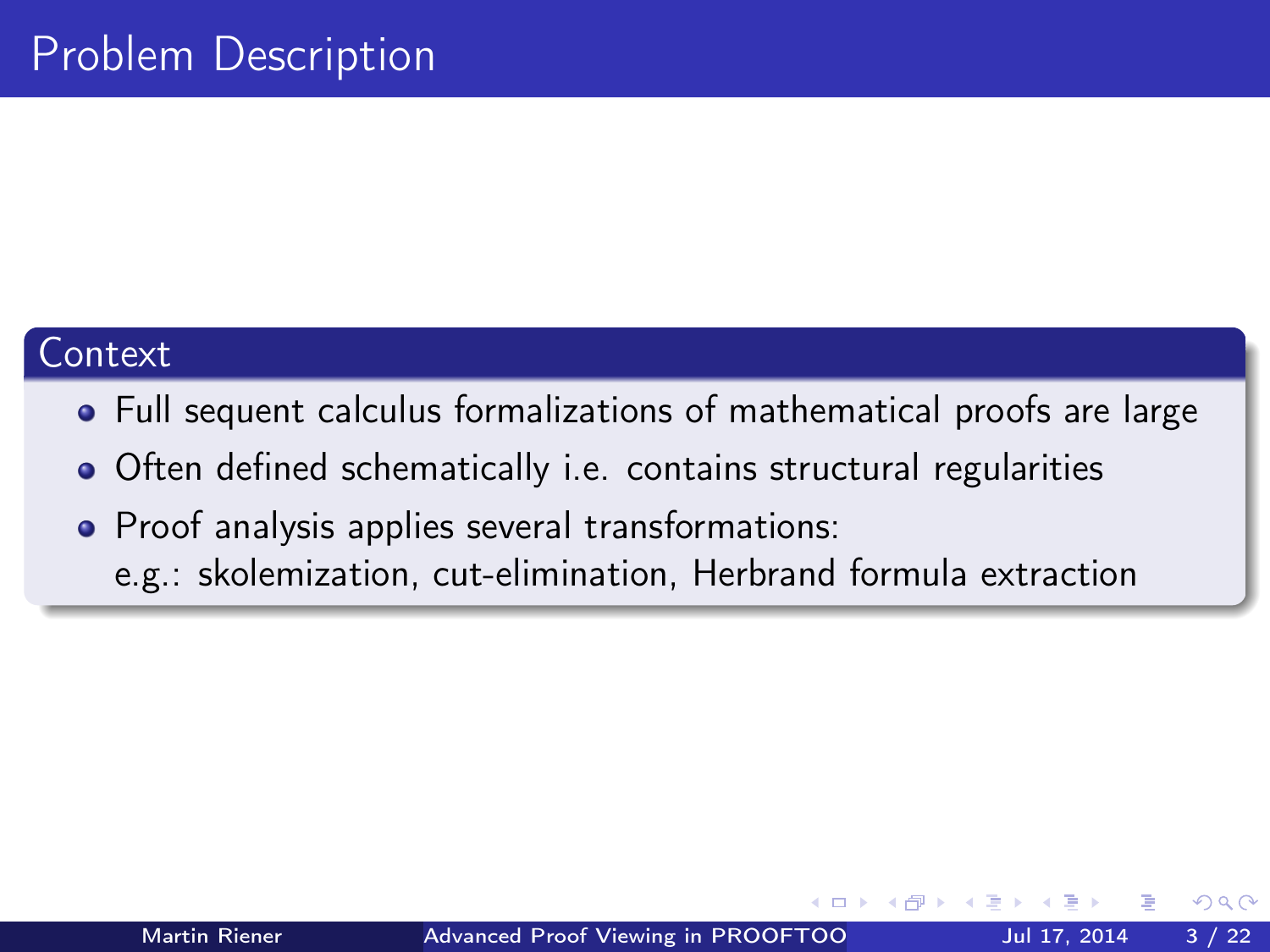# Problem Description

## Context

- Full sequent calculus formalizations of mathematical proofs are large
- Often defined schematically i.e. contains structural regularities
- Proof analysis applies several transformations:
  e.g.: skolemization, cut-elimination, Herbrand formula extraction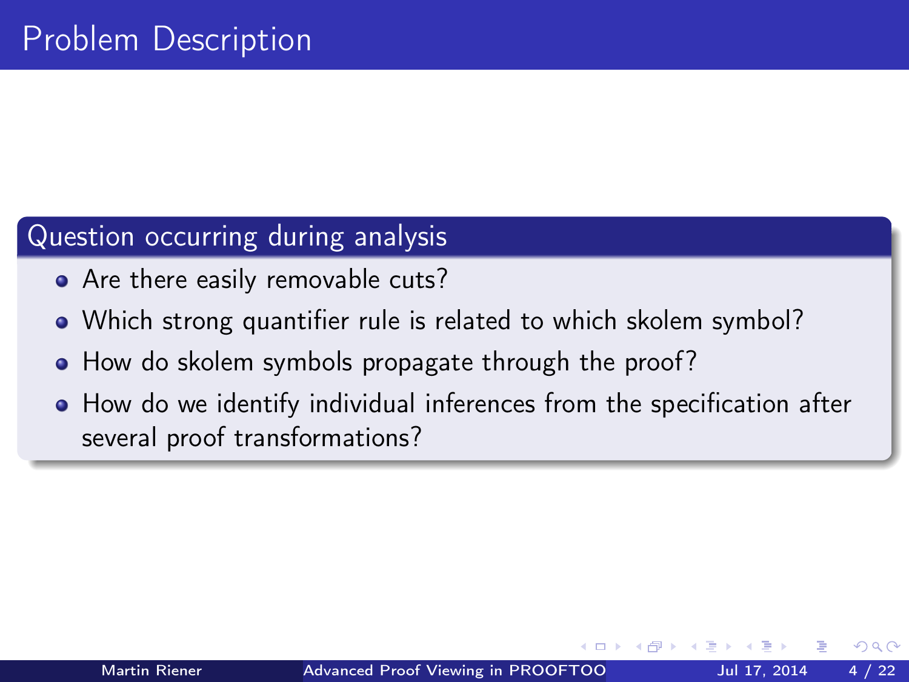# Problem Description

## Question occurring during analysis

- Are there easily removable cuts?
- Which strong quantifier rule is related to which skolem symbol?
- How do skolem symbols propagate through the proof?
- How do we identify individual inferences from the specification after several proof transformations?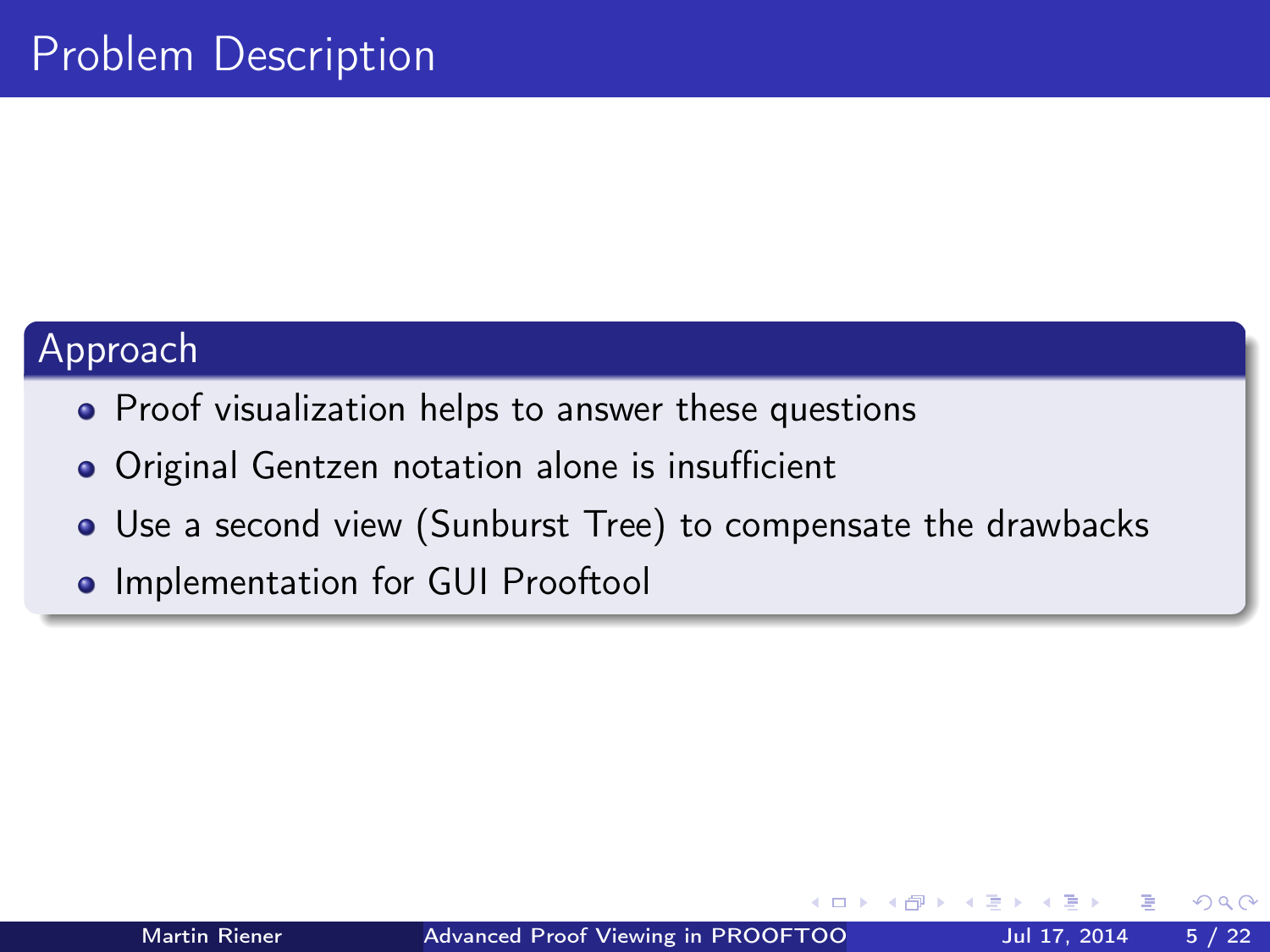# Problem Description

## Approach

- Proof visualization helps to answer these questions
- Original Gentzen notation alone is insufficient
- Use a second view (Sunburst Tree) to compensate the drawbacks
- Implementation for GUI Prooftool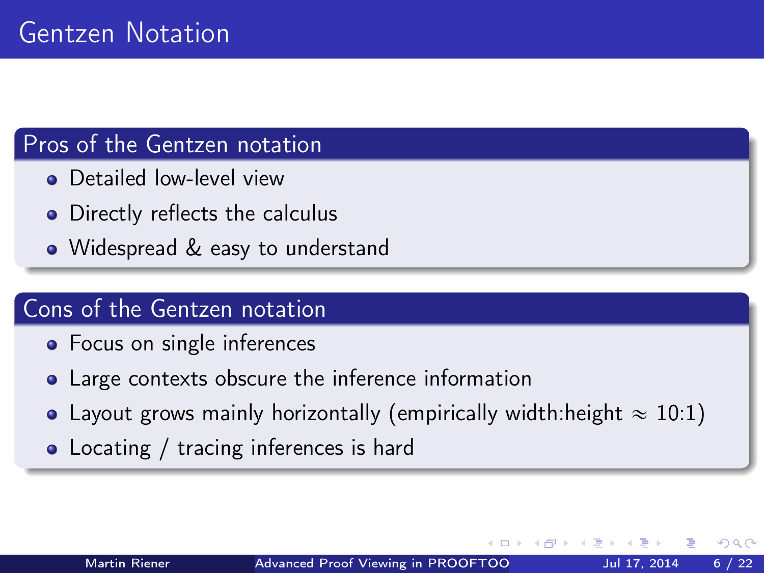# Gentzen Notation

## Pros of the Gentzen notation

- Detailed low-level view
- Directly reflects the calculus
- Widespread & easy to understand

## Cons of the Gentzen notation

- Focus on single inferences
- Large contexts obscure the inference information
- Layout grows mainly horizontally (empirically width:height $\approx$ 10:1)
- Locating / tracing inferences is hard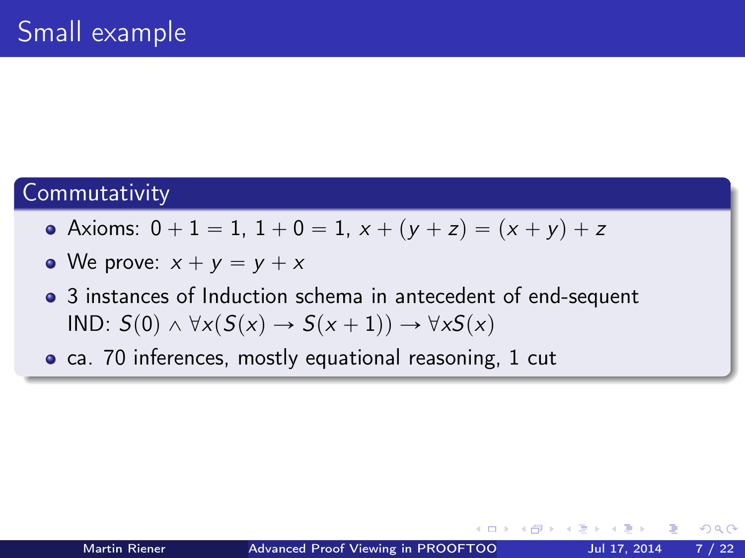# Small example

## Commutativity

- Axioms: $0 + 1 = 1$, $1 + 0 = 1$, $x + (y + z) = (x + y) + z$
- We prove: $x + y = y + x$
- 3 instances of Induction schema in antecedent of end-sequent IND: $S(0) \wedge \forall x(S(x) \rightarrow S(x + 1)) \rightarrow \forall x S(x)$
- ca. 70 inferences, mostly equational reasoning, 1 cut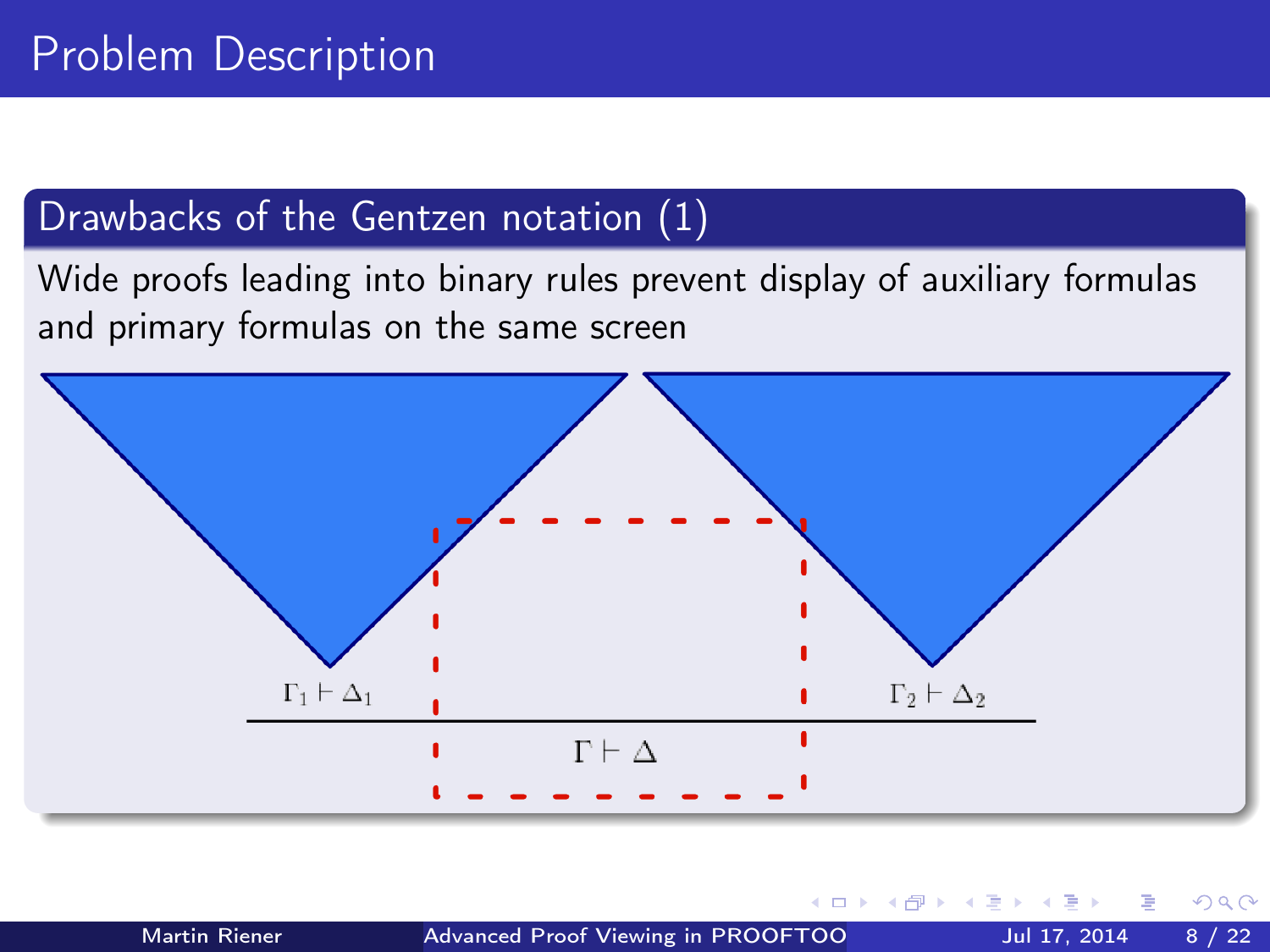# Problem Description

## Drawbacks of the Gentzen notation (1)

Wide proofs leading into binary rules prevent display of auxiliary formulas and primary formulas on the same screen

$$\frac{\Gamma_1 \vdash \Delta_1 \qquad \Gamma_2 \vdash \Delta_2}{\Gamma \vdash \Delta}$$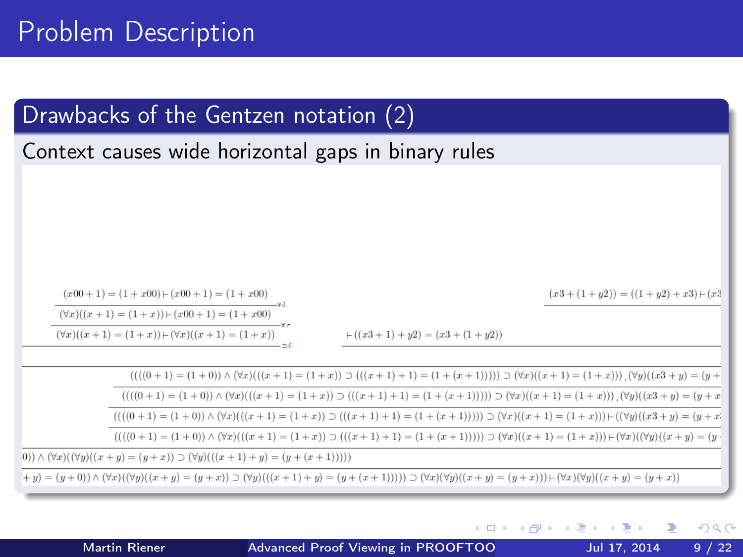# Problem Description

## Drawbacks of the Gentzen notation (2)

Context causes wide horizontal gaps in binary rules

$$\dfrac{\dfrac{\dfrac{(x00+1)=(1+x00)\vdash(x00+1)=(1+x00)}{(\forall x)((x+1)=(1+x))\vdash(x00+1)=(1+x00)}\;\forall{:}l}{(\forall x)((x+1)=(1+x))\vdash(\forall x)((x+1)=(1+x))}\;\forall{:}r}{}\;\supset{:}l$$

$$\dfrac{(x3+(1+y2))=((1+y2)+x3)\vdash(x3}{}$$

$$\vdash((x3+1)+y2)=(x3+(1+y2))$$

$$((((0+1)=(1+0))\wedge(\forall x)(((x+1)=(1+x))\supset(((x+1)+1)=(1+(x+1)))))\supset(\forall x)((x+1)=(1+x)))\,,(\forall y)((x3+y)=(y+$$

$$((((0+1)=(1+0))\wedge(\forall x)(((x+1)=(1+x))\supset(((x+1)+1)=(1+(x+1)))))\supset(\forall x)((x+1)=(1+x)))\,,(\forall y)((x3+y)=(y+x$$

$$((((0+1)=(1+0))\wedge(\forall x)(((x+1)=(1+x))\supset(((x+1)+1)=(1+(x+1)))))\supset(\forall x)((x+1)=(1+x)))\vdash((\forall y)((x3+y)=(y+x$$

$$((((0+1)=(1+0))\wedge(\forall x)(((x+1)=(1+x))\supset(((x+1)+1)=(1+(x+1)))))\supset(\forall x)((x+1)=(1+x)))\vdash(\forall x)((\forall y)((x+y)=(y$$

$$0))\wedge(\forall x)((\forall y)((x+y)=(y+x))\supset(\forall y)(((x+1)+y)=(y+(x+1)))))$$

$$+y)=(y+0))\wedge(\forall x)((\forall y)((x+y)=(y+x))\supset(\forall y)(((x+1)+y)=(y+(x+1)))))\supset(\forall x)(\forall y)((x+y)=(y+x)))\vdash(\forall x)(\forall y)((x+y)=(y+x))$$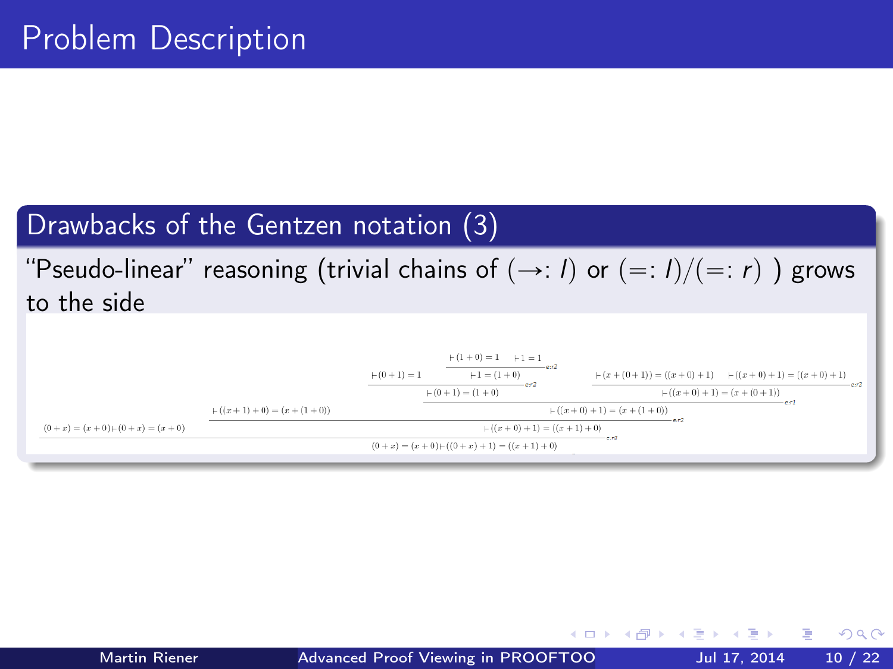# Problem Description

## Drawbacks of the Gentzen notation (3)

"Pseudo-linear" reasoning (trivial chains of $(\to: l)$ or $(=: l)/(=: r)$ ) grows to the side

$$
\dfrac{(0+x)=(x+0)\vdash(0+x)=(x+0) \qquad \dfrac{\vdash((x+1)+0)=(x+(1+0)) \qquad \dfrac{\dfrac{\vdash(0+1)=1 \qquad \dfrac{\vdash(1+0)=1 \quad \vdash 1=1}{\vdash 1=(1+0)}\,e{:}r2}{\vdash(0+1)=(1+0)}\,e{:}r2 \qquad \dfrac{\vdash(x+(0+1))=((x+0)+1) \qquad \vdash((x+0)+1)=((x+0)+1)}{\vdash((x+0)+1)=(x+(0+1))}\,e{:}r2}{\vdash((x+0)+1)=(x+(1+0))}\,e{:}r1}{\vdash((x+0)+1)=((x+1)+0)}\,e{:}r2}{(0+x)=(x+0)\vdash((0+x)+1)=((x+1)+0)}\,e{:}r2
$$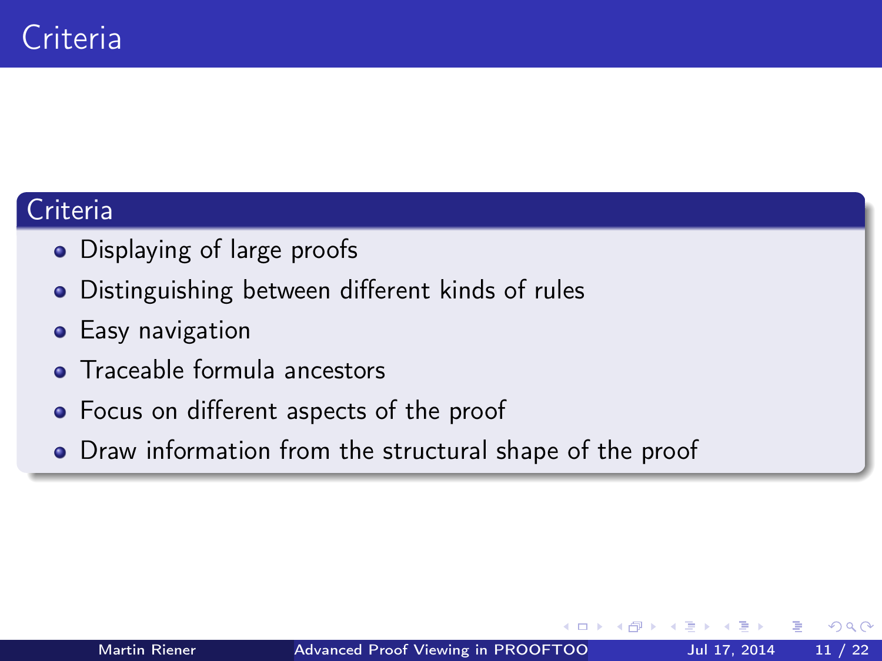# Criteria

## Criteria

- Displaying of large proofs
- Distinguishing between different kinds of rules
- Easy navigation
- Traceable formula ancestors
- Focus on different aspects of the proof
- Draw information from the structural shape of the proof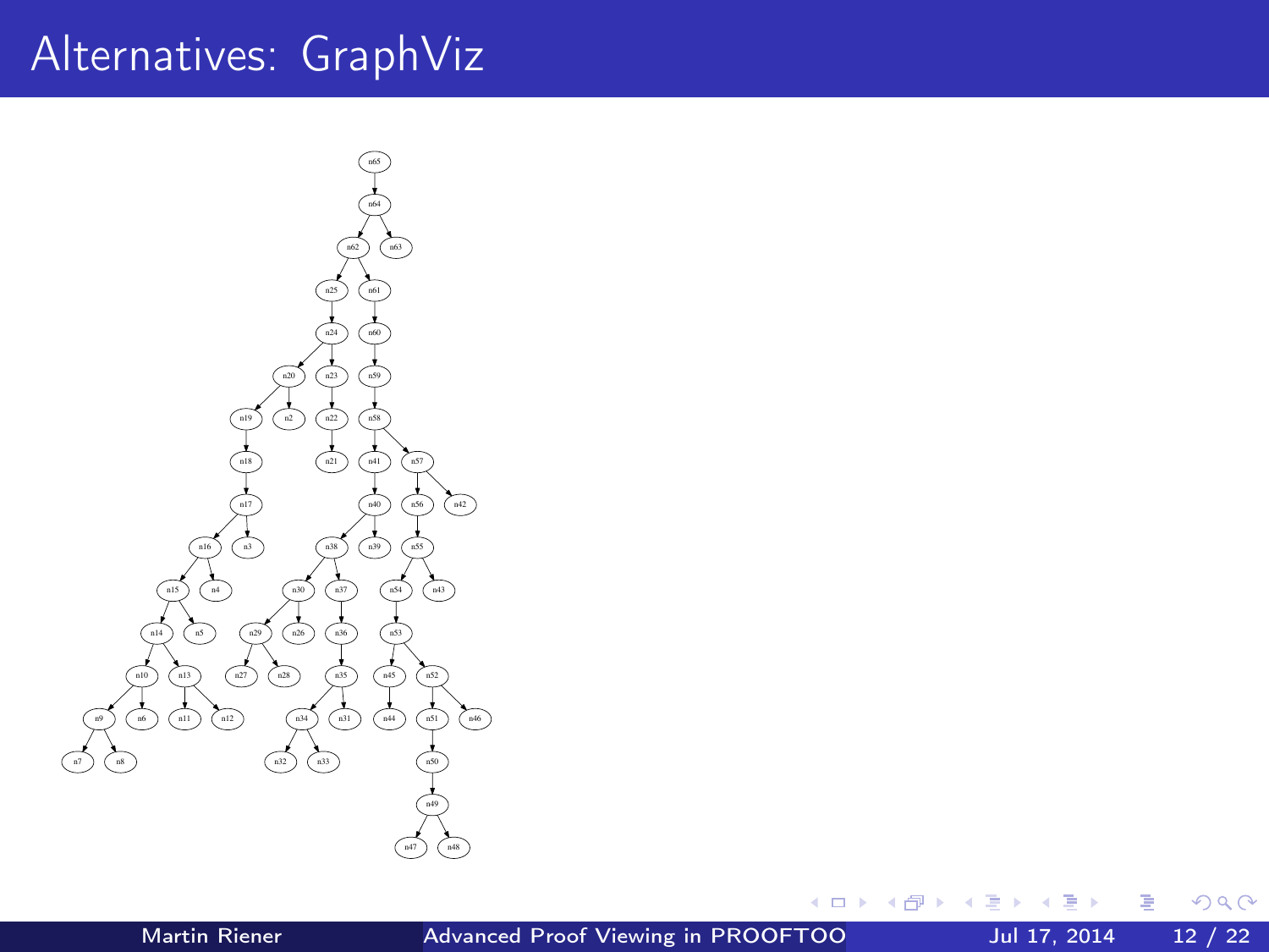# Alternatives: GraphViz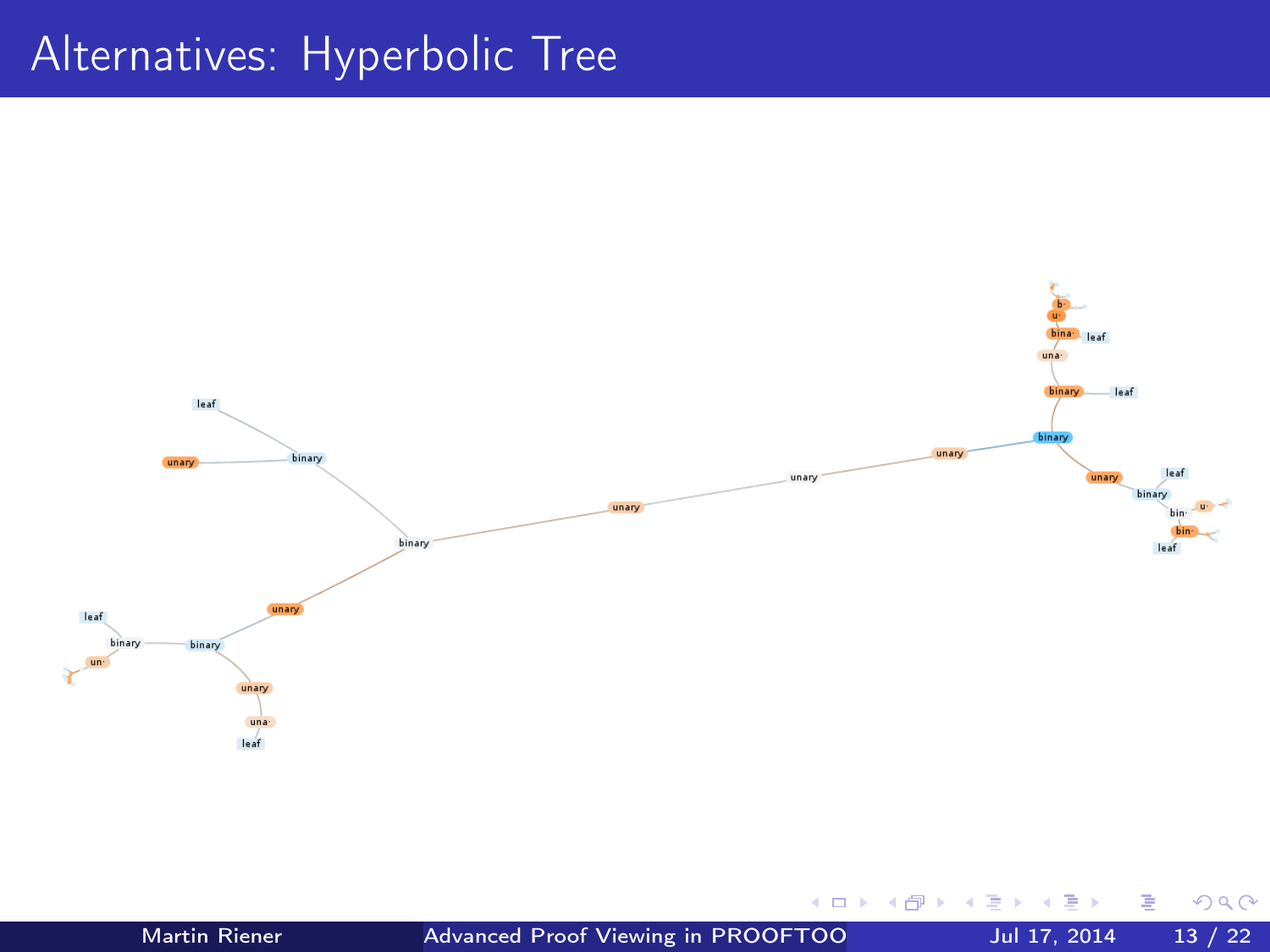# Alternatives: Hyperbolic Tree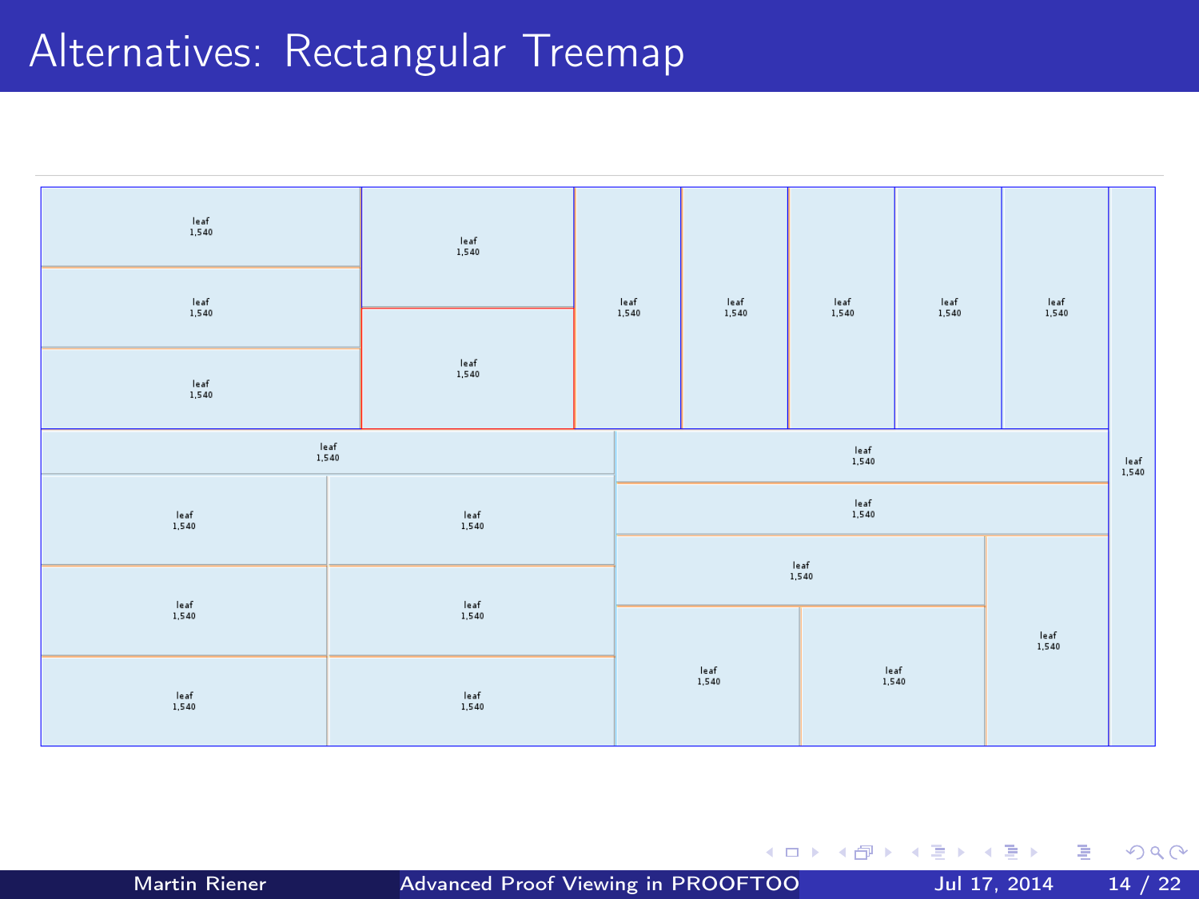# Alternatives: Rectangular Treemap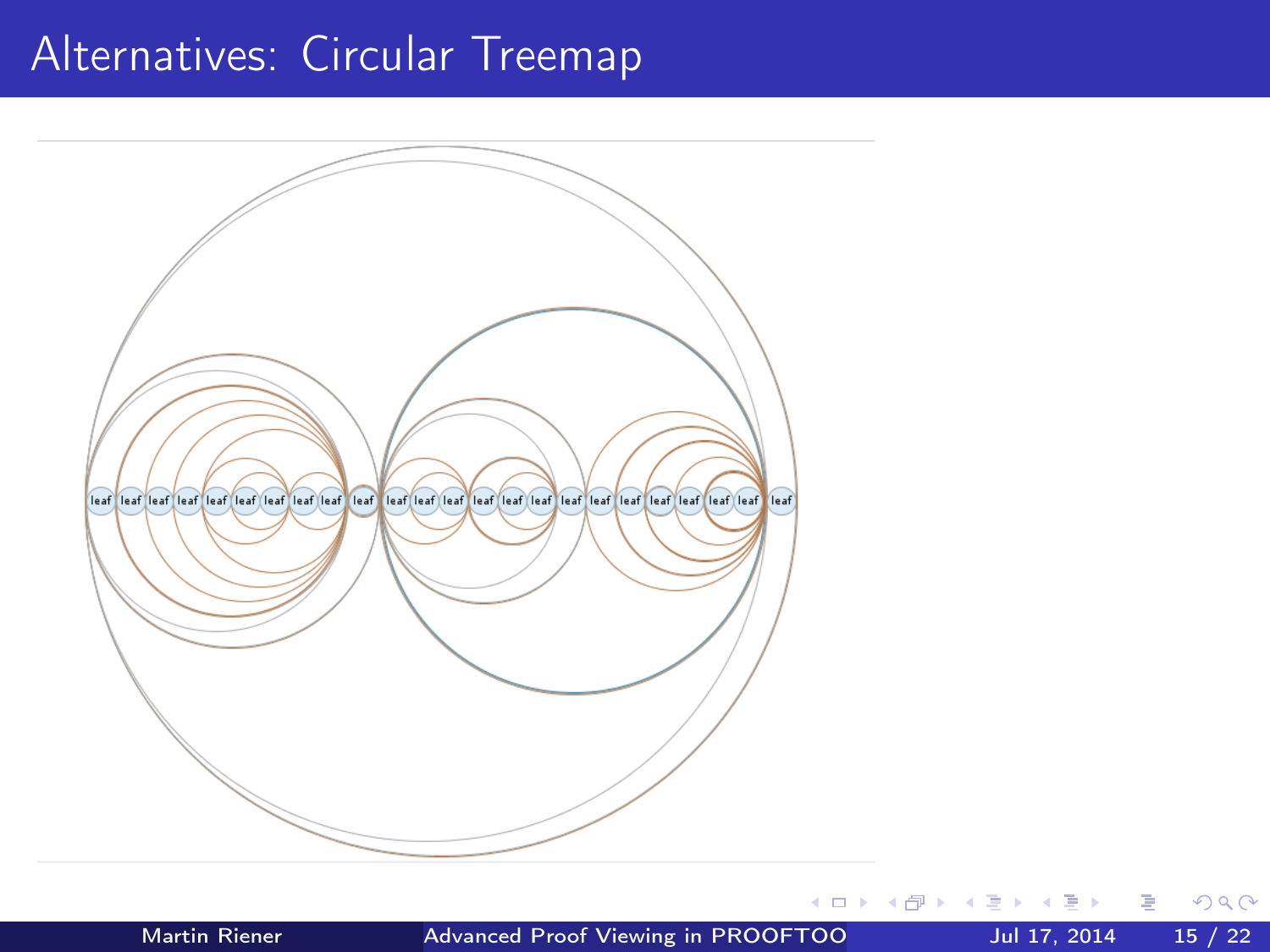# Alternatives: Circular Treemap

leaf leaf leaf leaf leaf leaf leaf leaf leaf leaf leaf leaf leaf leaf leaf leaf leaf leaf leaf leaf leaf leaf leaf leaf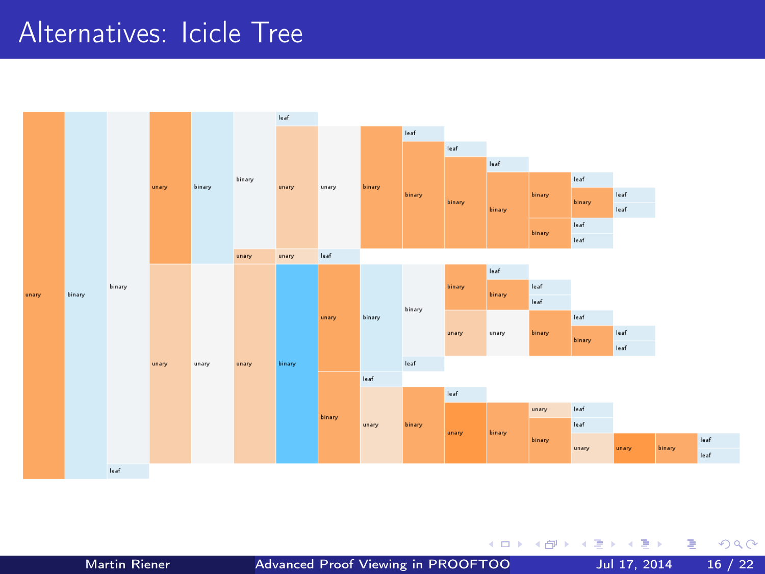# Alternatives: Icicle Tree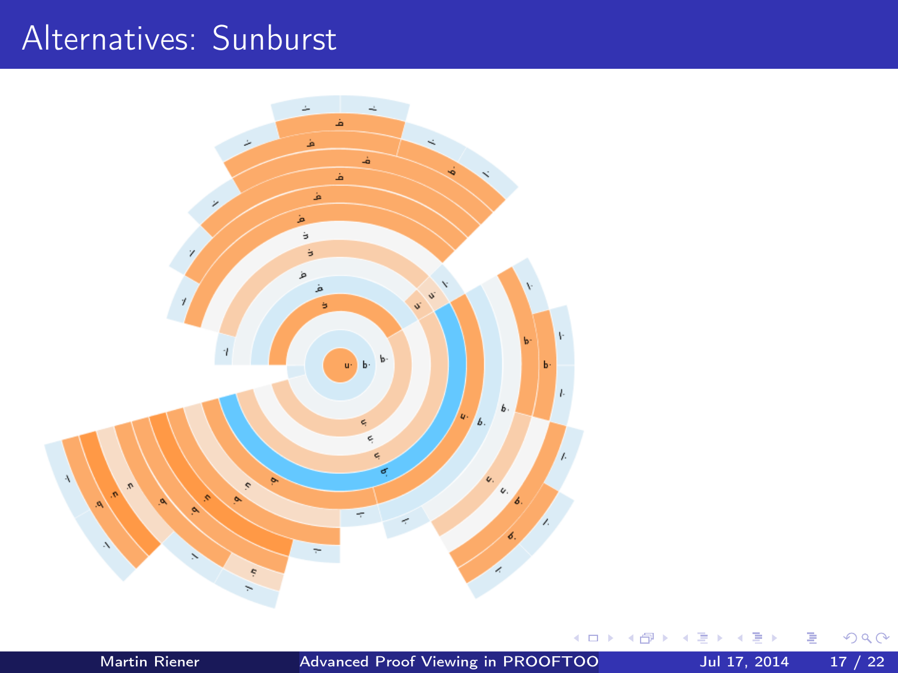# Alternatives: Sunburst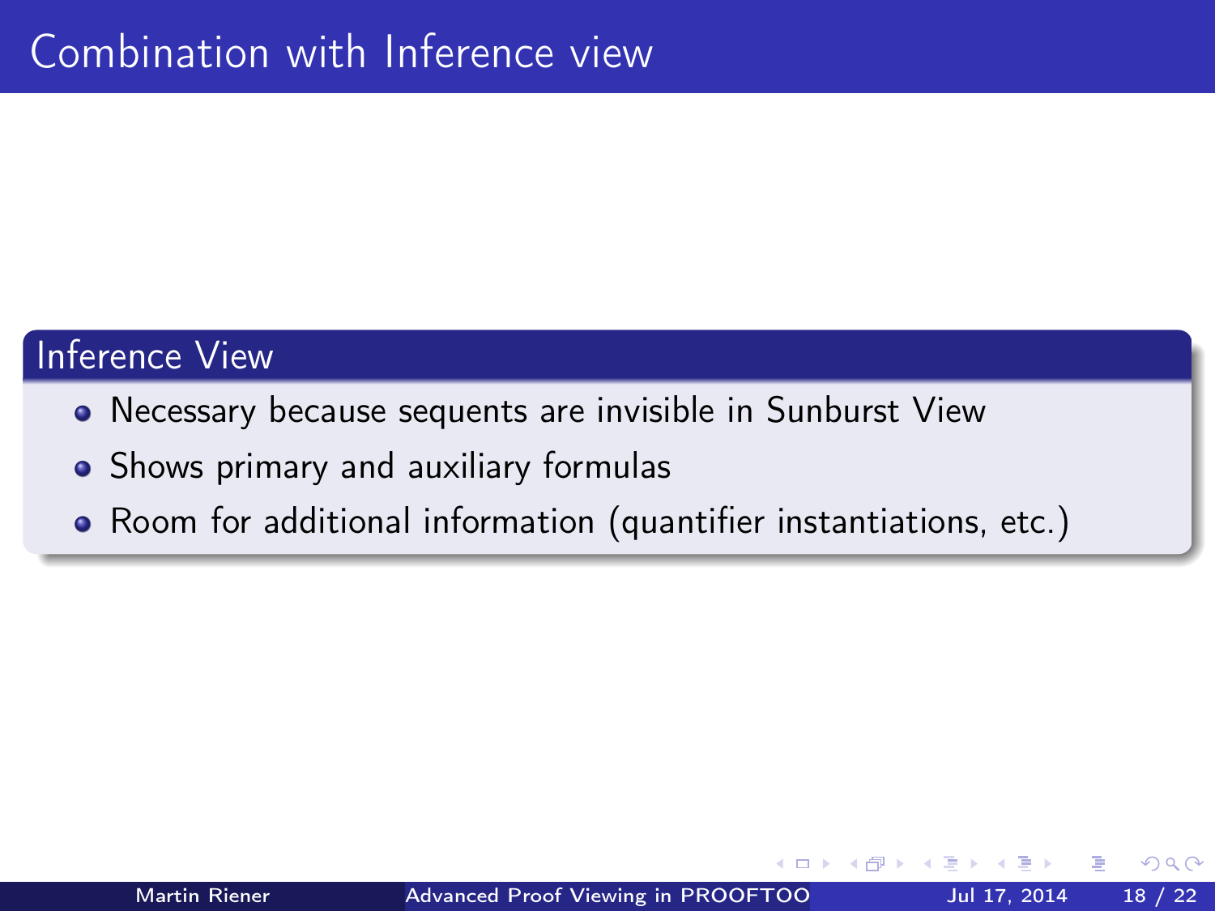# Combination with Inference view

## Inference View

- Necessary because sequents are invisible in Sunburst View
- Shows primary and auxiliary formulas
- Room for additional information (quantifier instantiations, etc.)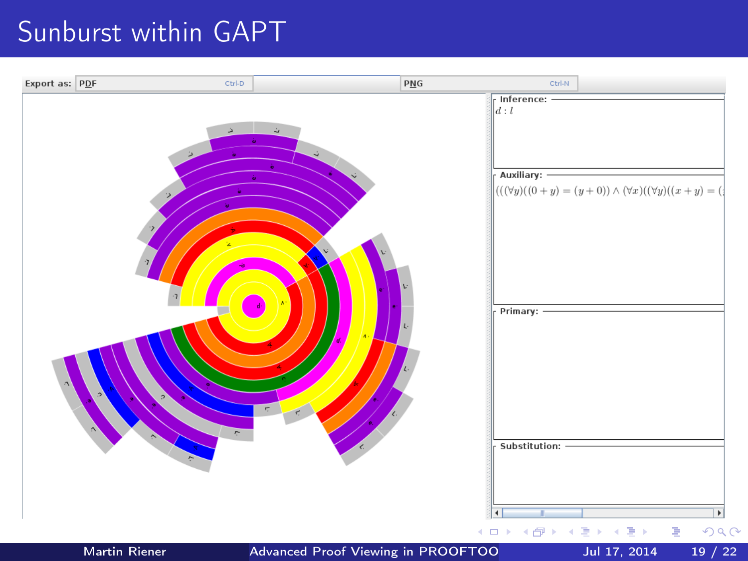# Sunburst within GAPT

Export as: PDF Ctrl-D PNG Ctrl-N

**Inference:**

$d : l$

**Auxiliary:**

$(((\forall y)((0 + y) = (y + 0)) \wedge (\forall x)((\forall y)((x + y) = ($

**Primary:**

**Substitution:**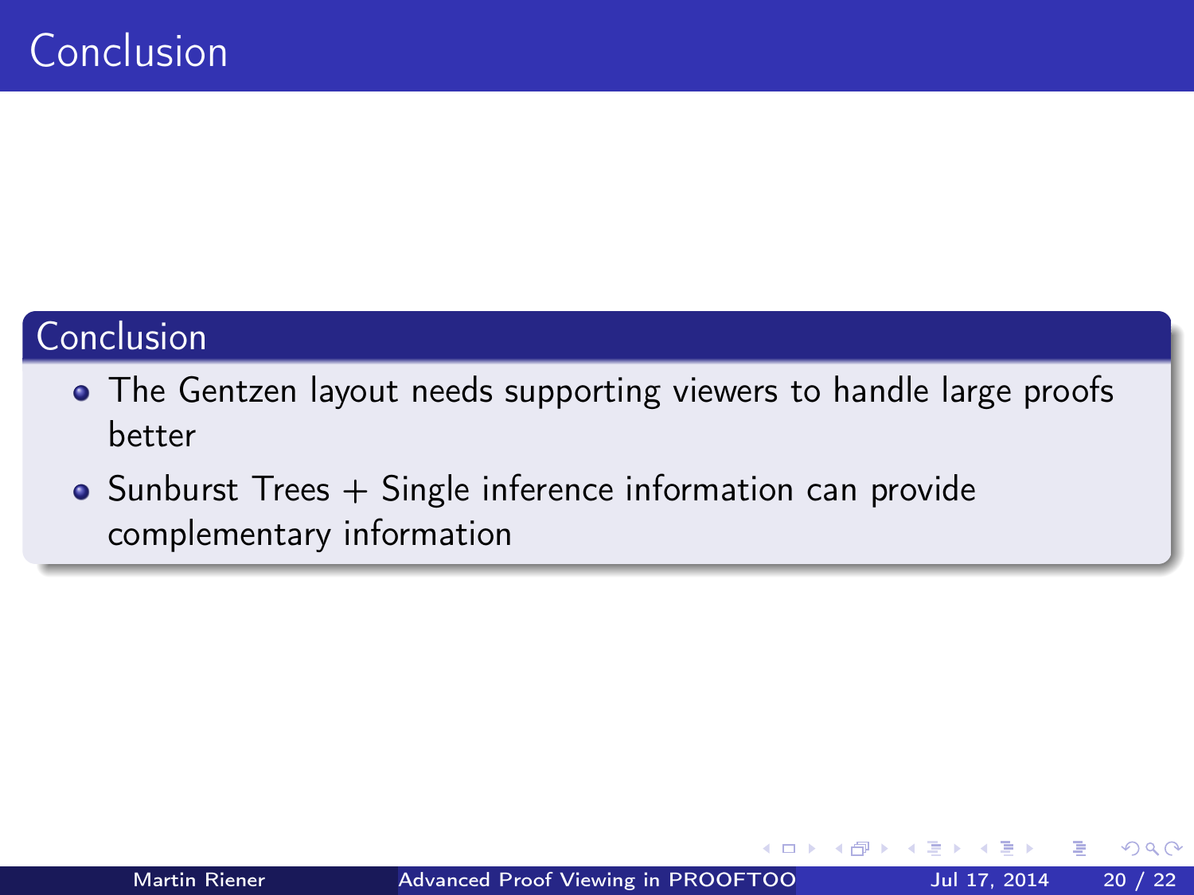# Conclusion

## Conclusion

- The Gentzen layout needs supporting viewers to handle large proofs better
- Sunburst Trees + Single inference information can provide complementary information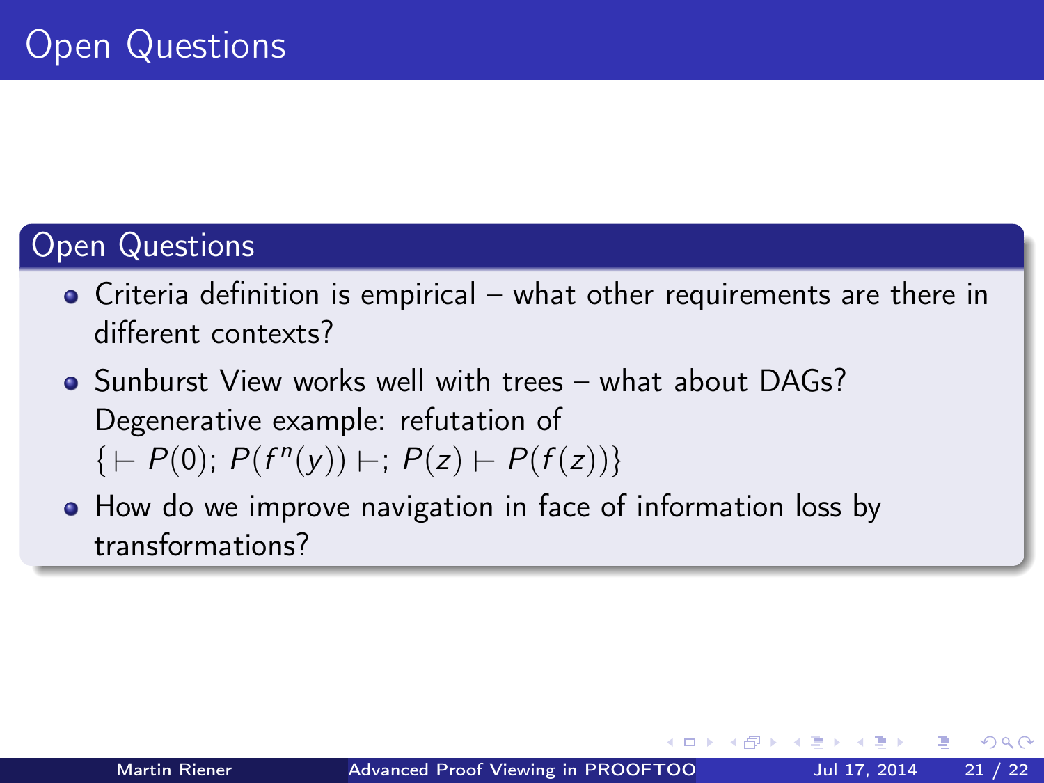# Open Questions

## Open Questions

- Criteria definition is empirical – what other requirements are there in different contexts?
- Sunburst View works well with trees – what about DAGs? Degenerative example: refutation of $\{\vdash P(0);\ P(f^n(y)) \vdash;\ P(z) \vdash P(f(z))\}$
- How do we improve navigation in face of information loss by transformations?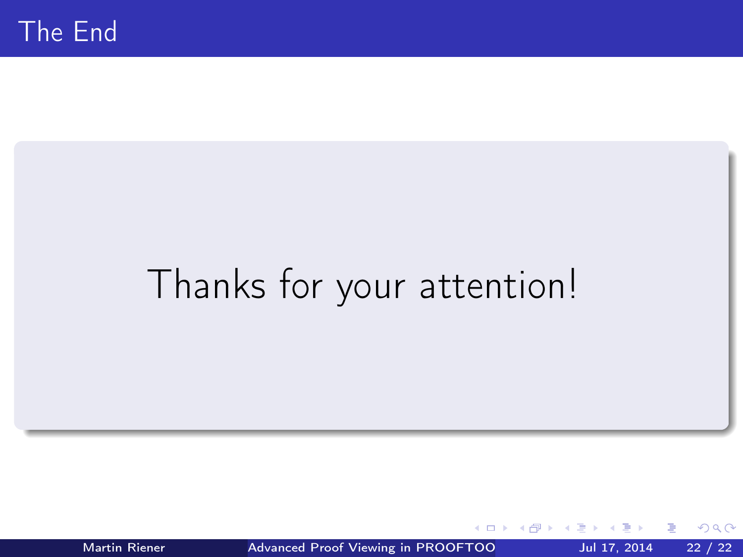# The End

Thanks for your attention!